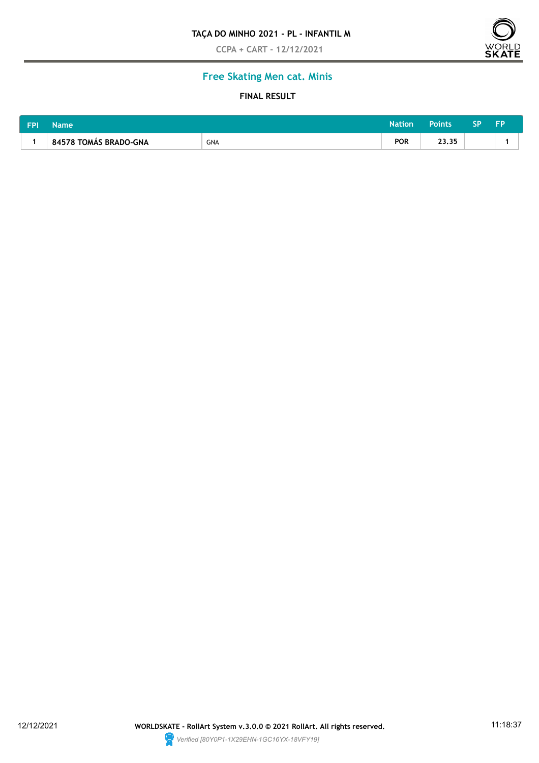**TAÇA DO MINHO 2021 - PL - INFANTIL M**

CCPA + CART - 12/12/2021

## Free Skating Men cat. Minis

### FINAL RESULT

| FPl | Name | | Nation | Points | SP | FP |
|---|---|---|---|---|---|---|
| 1 | 84578 TOMÁS BRADO-GNA | GNA | POR | 23.35 | | 1 |

12/12/2021 **WORLDSKATE - RollArt System v.3.0.0 © 2021 RollArt. All rights reserved.** 11:18:37

*Verified [80Y0P1-1X29EHN-1GC16YX-18VFY19]*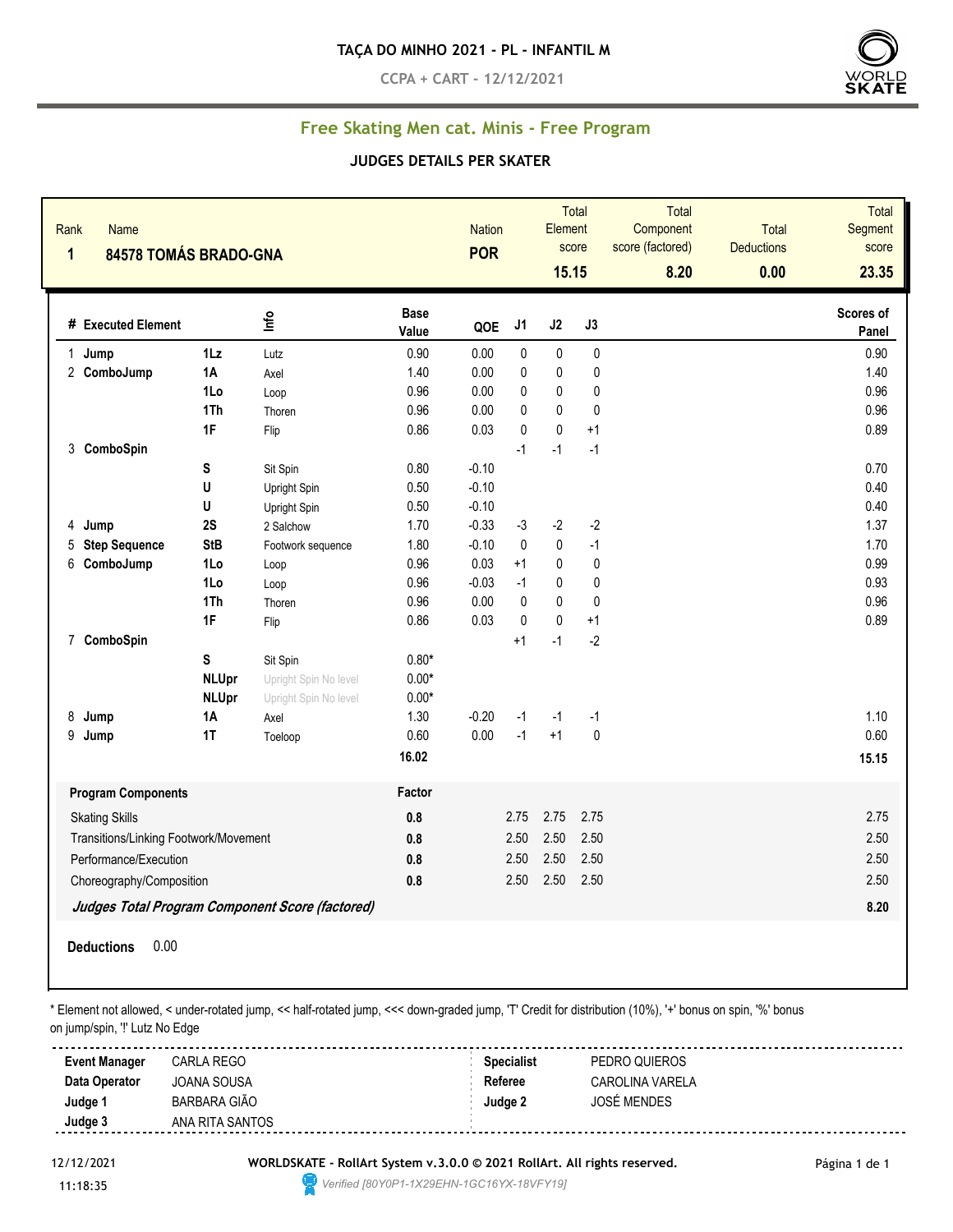# TAÇA DO MINHO 2021 - PL - INFANTIL M

**CCPA + CART - 12/12/2021**

## Free Skating Men cat. Minis - Free Program

### JUDGES DETAILS PER SKATER

| Rank | Name | Nation | Total Element score | Total Component score (factored) | Total Deductions | Total Segment score |
|---|---|---|---|---|---|---|
| 1 | 84578 TOMÁS BRADO-GNA | POR | 15.15 | 8.20 | 0.00 | 23.35 |

| # | Executed Element | | Info | Base Value | QOE | J1 | J2 | J3 | Scores of Panel |
|---|---|---|---|---|---|---|---|---|---|
| 1 | Jump | 1Lz | Lutz | 0.90 | 0.00 | 0 | 0 | 0 | 0.90 |
| 2 | ComboJump | 1A | Axel | 1.40 | 0.00 | 0 | 0 | 0 | 1.40 |
| | | 1Lo | Loop | 0.96 | 0.00 | 0 | 0 | 0 | 0.96 |
| | | 1Th | Thoren | 0.96 | 0.00 | 0 | 0 | 0 | 0.96 |
| | | 1F | Flip | 0.86 | 0.03 | 0 | 0 | +1 | 0.89 |
| 3 | ComboSpin | | | | | -1 | -1 | -1 | |
| | | S | Sit Spin | 0.80 | -0.10 | | | | 0.70 |
| | | U | Upright Spin | 0.50 | -0.10 | | | | 0.40 |
| | | U | Upright Spin | 0.50 | -0.10 | | | | 0.40 |
| 4 | Jump | 2S | 2 Salchow | 1.70 | -0.33 | -3 | -2 | -2 | 1.37 |
| 5 | Step Sequence | StB | Footwork sequence | 1.80 | -0.10 | 0 | 0 | -1 | 1.70 |
| 6 | ComboJump | 1Lo | Loop | 0.96 | 0.03 | +1 | 0 | 0 | 0.99 |
| | | 1Lo | Loop | 0.96 | -0.03 | -1 | 0 | 0 | 0.93 |
| | | 1Th | Thoren | 0.96 | 0.00 | 0 | 0 | 0 | 0.96 |
| | | 1F | Flip | 0.86 | 0.03 | 0 | 0 | +1 | 0.89 |
| 7 | ComboSpin | | | | | +1 | -1 | -2 | |
| | | S | Sit Spin | 0.80* | | | | | |
| | | NLUpr | Upright Spin No level | 0.00* | | | | | |
| | | NLUpr | Upright Spin No level | 0.00* | | | | | |
| 8 | Jump | 1A | Axel | 1.30 | -0.20 | -1 | -1 | -1 | 1.10 |
| 9 | Jump | 1T | Toeloop | 0.60 | 0.00 | -1 | +1 | 0 | 0.60 |
| | | | | 16.02 | | | | | 15.15 |

| Program Components | Factor | J1 | J2 | J3 | |
|---|---|---|---|---|---|
| Skating Skills | 0.8 | 2.75 | 2.75 | 2.75 | 2.75 |
| Transitions/Linking Footwork/Movement | 0.8 | 2.50 | 2.50 | 2.50 | 2.50 |
| Performance/Execution | 0.8 | 2.50 | 2.50 | 2.50 | 2.50 |
| Choreography/Composition | 0.8 | 2.50 | 2.50 | 2.50 | 2.50 |
| *Judges Total Program Component Score (factored)* | | | | | 8.20 |

**Deductions** 0.00

\* Element not allowed, < under-rotated jump, << half-rotated jump, <<< down-graded jump, 'T' Credit for distribution (10%), '+' bonus on spin, '%' bonus on jump/spin, '!' Lutz No Edge

| | | | |
|---|---|---|---|
| **Event Manager** | CARLA REGO | **Specialist** | PEDRO QUIEROS |
| **Data Operator** | JOANA SOUSA | **Referee** | CAROLINA VARELA |
| **Judge 1** | BARBARA GIÃO | **Judge 2** | JOSÉ MENDES |
| **Judge 3** | ANA RITA SANTOS | | |

12/12/2021 11:18:35

**WORLDSKATE - RollArt System v.3.0.0 © 2021 RollArt. All rights reserved.**

*Verified [80Y0P1-1X29EHN-1GC16YX-18VFY19]*